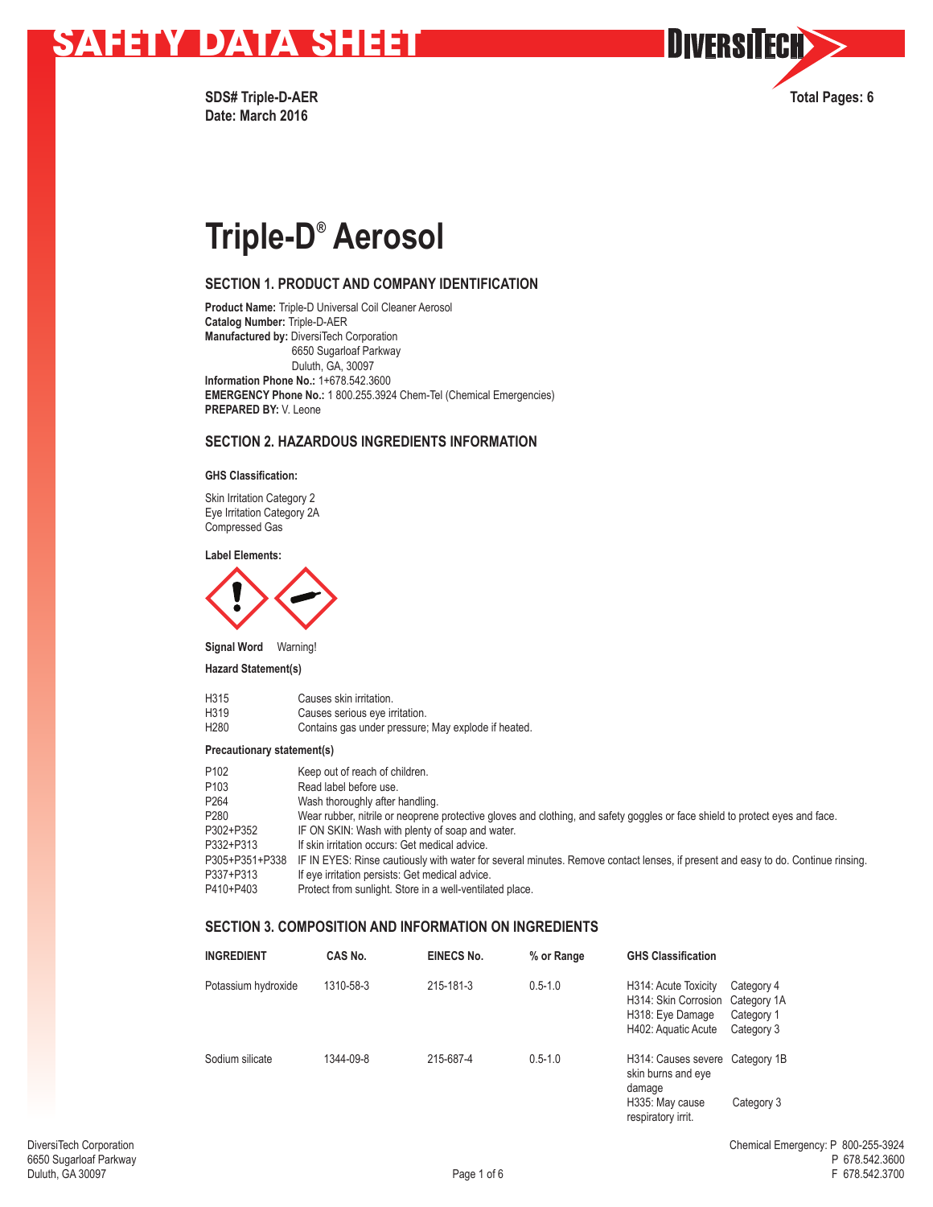# SAFETY DATA SHEET

**SDS# Triple-D-AER**
**Date: March 2016**

**Total Pages: 6**

# Triple-D® Aerosol

## SECTION 1. PRODUCT AND COMPANY IDENTIFICATION

**Product Name:** Triple-D Universal Coil Cleaner Aerosol
**Catalog Number:** Triple-D-AER
**Manufactured by:** DiversiTech Corporation
6650 Sugarloaf Parkway
Duluth, GA, 30097
**Information Phone No.:** 1+678.542.3600
**EMERGENCY Phone No.:** 1 800.255.3924 Chem-Tel (Chemical Emergencies)
**PREPARED BY:** V. Leone

## SECTION 2. HAZARDOUS INGREDIENTS INFORMATION

**GHS Classification:**

Skin Irritation Category 2
Eye Irritation Category 2A
Compressed Gas

**Label Elements:**

**Signal Word** Warning!

**Hazard Statement(s)**

| | |
|---|---|
| H315 | Causes skin irritation. |
| H319 | Causes serious eye irritation. |
| H280 | Contains gas under pressure; May explode if heated. |

**Precautionary statement(s)**

| | |
|---|---|
| P102 | Keep out of reach of children. |
| P103 | Read label before use. |
| P264 | Wash thoroughly after handling. |
| P280 | Wear rubber, nitrile or neoprene protective gloves and clothing, and safety goggles or face shield to protect eyes and face. |
| P302+P352 | IF ON SKIN: Wash with plenty of soap and water. |
| P332+P313 | If skin irritation occurs: Get medical advice. |
| P305+P351+P338 | IF IN EYES: Rinse cautiously with water for several minutes. Remove contact lenses, if present and easy to do. Continue rinsing. |
| P337+P313 | If eye irritation persists: Get medical advice. |
| P410+P403 | Protect from sunlight. Store in a well-ventilated place. |

## SECTION 3. COMPOSITION AND INFORMATION ON INGREDIENTS

| INGREDIENT | CAS No. | EINECS No. | % or Range | GHS Classification | |
|---|---|---|---|---|---|
| Potassium hydroxide | 1310-58-3 | 215-181-3 | 0.5-1.0 | H314: Acute Toxicity<br>H314: Skin Corrosion<br>H318: Eye Damage<br>H402: Aquatic Acute | Category 4<br>Category 1A<br>Category 1<br>Category 3 |
| Sodium silicate | 1344-09-8 | 215-687-4 | 0.5-1.0 | H314: Causes severe skin burns and eye damage<br>H335: May cause respiratory irrit. | Category 1B<br>Category 3 |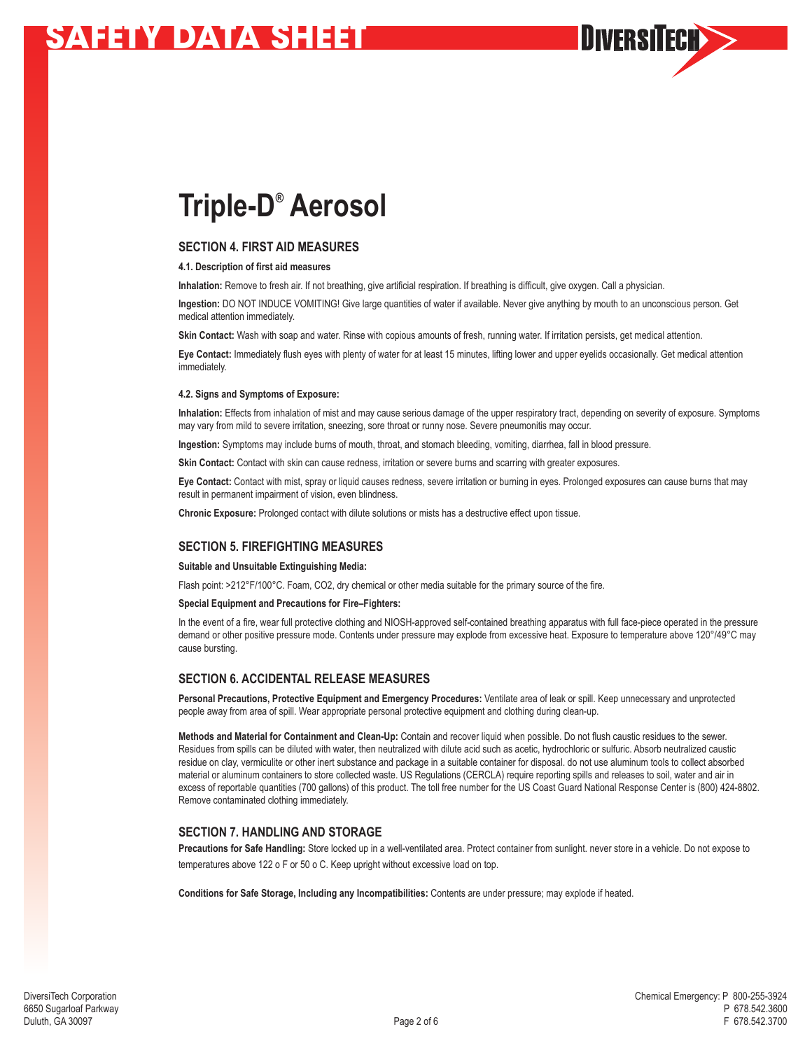# Triple-D® Aerosol

## SECTION 4. FIRST AID MEASURES

**4.1. Description of first aid measures**

**Inhalation:** Remove to fresh air. If not breathing, give artificial respiration. If breathing is difficult, give oxygen. Call a physician.

**Ingestion:** DO NOT INDUCE VOMITING! Give large quantities of water if available. Never give anything by mouth to an unconscious person. Get medical attention immediately.

**Skin Contact:** Wash with soap and water. Rinse with copious amounts of fresh, running water. If irritation persists, get medical attention.

**Eye Contact:** Immediately flush eyes with plenty of water for at least 15 minutes, lifting lower and upper eyelids occasionally. Get medical attention immediately.

**4.2. Signs and Symptoms of Exposure:**

**Inhalation:** Effects from inhalation of mist and may cause serious damage of the upper respiratory tract, depending on severity of exposure. Symptoms may vary from mild to severe irritation, sneezing, sore throat or runny nose. Severe pneumonitis may occur.

**Ingestion:** Symptoms may include burns of mouth, throat, and stomach bleeding, vomiting, diarrhea, fall in blood pressure.

**Skin Contact:** Contact with skin can cause redness, irritation or severe burns and scarring with greater exposures.

**Eye Contact:** Contact with mist, spray or liquid causes redness, severe irritation or burning in eyes. Prolonged exposures can cause burns that may result in permanent impairment of vision, even blindness.

**Chronic Exposure:** Prolonged contact with dilute solutions or mists has a destructive effect upon tissue.

## SECTION 5. FIREFIGHTING MEASURES

**Suitable and Unsuitable Extinguishing Media:**

Flash point: >212°F/100°C. Foam, CO2, dry chemical or other media suitable for the primary source of the fire.

**Special Equipment and Precautions for Fire–Fighters:**

In the event of a fire, wear full protective clothing and NIOSH-approved self-contained breathing apparatus with full face-piece operated in the pressure demand or other positive pressure mode. Contents under pressure may explode from excessive heat. Exposure to temperature above 120°/49°C may cause bursting.

## SECTION 6. ACCIDENTAL RELEASE MEASURES

**Personal Precautions, Protective Equipment and Emergency Procedures:** Ventilate area of leak or spill. Keep unnecessary and unprotected people away from area of spill. Wear appropriate personal protective equipment and clothing during clean-up.

**Methods and Material for Containment and Clean-Up:** Contain and recover liquid when possible. Do not flush caustic residues to the sewer. Residues from spills can be diluted with water, then neutralized with dilute acid such as acetic, hydrochloric or sulfuric. Absorb neutralized caustic residue on clay, vermiculite or other inert substance and package in a suitable container for disposal. do not use aluminum tools to collect absorbed material or aluminum containers to store collected waste. US Regulations (CERCLA) require reporting spills and releases to soil, water and air in excess of reportable quantities (700 gallons) of this product. The toll free number for the US Coast Guard National Response Center is (800) 424-8802. Remove contaminated clothing immediately.

## SECTION 7. HANDLING AND STORAGE

**Precautions for Safe Handling:** Store locked up in a well-ventilated area. Protect container from sunlight. never store in a vehicle. Do not expose to temperatures above 122 o F or 50 o C. Keep upright without excessive load on top.

**Conditions for Safe Storage, Including any Incompatibilities:** Contents are under pressure; may explode if heated.

DiversiTech Corporation
6650 Sugarloaf Parkway
Duluth, GA 30097

Chemical Emergency: P 800-255-3924
P 678.542.3600
F 678.542.3700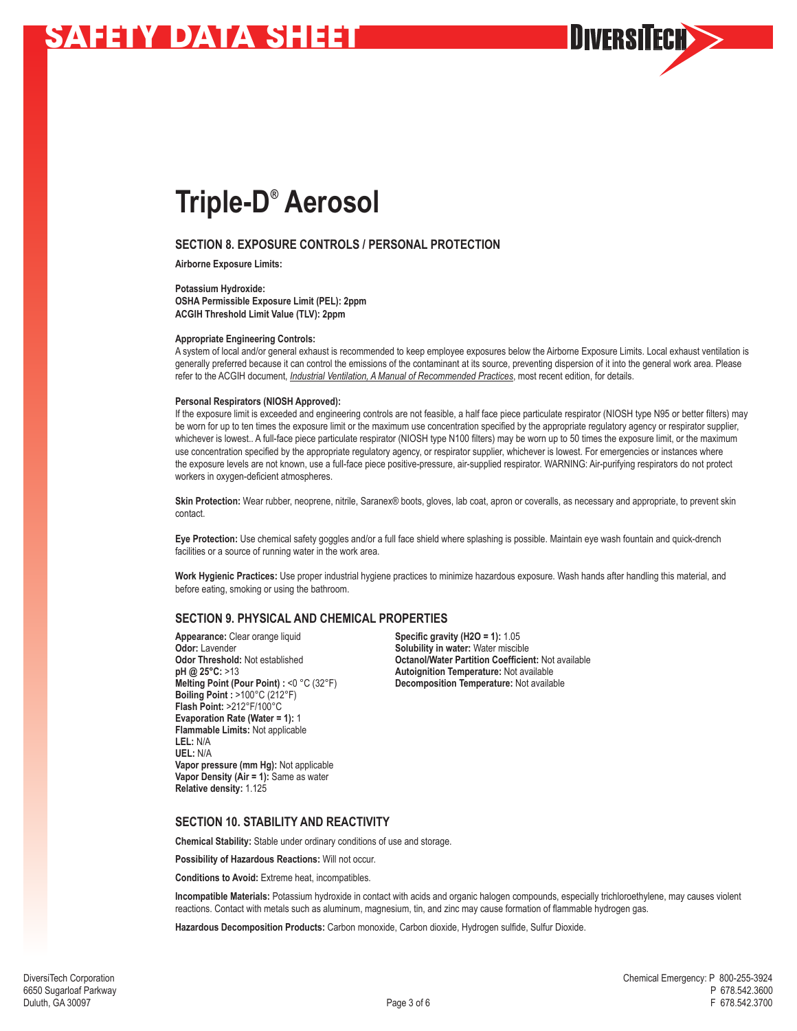# Triple-D® Aerosol

## SECTION 8. EXPOSURE CONTROLS / PERSONAL PROTECTION

**Airborne Exposure Limits:**

**Potassium Hydroxide:**
**OSHA Permissible Exposure Limit (PEL): 2ppm**
**ACGIH Threshold Limit Value (TLV): 2ppm**

**Appropriate Engineering Controls:**
A system of local and/or general exhaust is recommended to keep employee exposures below the Airborne Exposure Limits. Local exhaust ventilation is generally preferred because it can control the emissions of the contaminant at its source, preventing dispersion of it into the general work area. Please refer to the ACGIH document, *Industrial Ventilation, A Manual of Recommended Practices*, most recent edition, for details.

**Personal Respirators (NIOSH Approved):**
If the exposure limit is exceeded and engineering controls are not feasible, a half face piece particulate respirator (NIOSH type N95 or better filters) may be worn for up to ten times the exposure limit or the maximum use concentration specified by the appropriate regulatory agency or respirator supplier, whichever is lowest.. A full-face piece particulate respirator (NIOSH type N100 filters) may be worn up to 50 times the exposure limit, or the maximum use concentration specified by the appropriate regulatory agency, or respirator supplier, whichever is lowest. For emergencies or instances where the exposure levels are not known, use a full-face piece positive-pressure, air-supplied respirator. WARNING: Air-purifying respirators do not protect workers in oxygen-deficient atmospheres.

**Skin Protection:** Wear rubber, neoprene, nitrile, Saranex® boots, gloves, lab coat, apron or coveralls, as necessary and appropriate, to prevent skin contact.

**Eye Protection:** Use chemical safety goggles and/or a full face shield where splashing is possible. Maintain eye wash fountain and quick-drench facilities or a source of running water in the work area.

**Work Hygienic Practices:** Use proper industrial hygiene practices to minimize hazardous exposure. Wash hands after handling this material, and before eating, smoking or using the bathroom.

## SECTION 9. PHYSICAL AND CHEMICAL PROPERTIES

**Appearance:** Clear orange liquid
**Odor:** Lavender
**Odor Threshold:** Not established
**pH @ 25°C:** >13
**Melting Point (Pour Point) :** <0 °C (32°F)
**Boiling Point :** >100°C (212°F)
**Flash Point:** >212°F/100°C
**Evaporation Rate (Water = 1):** 1
**Flammable Limits:** Not applicable
**LEL:** N/A
**UEL:** N/A
**Vapor pressure (mm Hg):** Not applicable
**Vapor Density (Air = 1):** Same as water
**Relative density:** 1.125
**Specific gravity (H2O = 1):** 1.05
**Solubility in water:** Water miscible
**Octanol/Water Partition Coefficient:** Not available
**Autoignition Temperature:** Not available
**Decomposition Temperature:** Not available

## SECTION 10. STABILITY AND REACTIVITY

**Chemical Stability:** Stable under ordinary conditions of use and storage.

**Possibility of Hazardous Reactions:** Will not occur.

**Conditions to Avoid:** Extreme heat, incompatibles.

**Incompatible Materials:** Potassium hydroxide in contact with acids and organic halogen compounds, especially trichloroethylene, may causes violent reactions. Contact with metals such as aluminum, magnesium, tin, and zinc may cause formation of flammable hydrogen gas.

**Hazardous Decomposition Products:** Carbon monoxide, Carbon dioxide, Hydrogen sulfide, Sulfur Dioxide.

DiversiTech Corporation
6650 Sugarloaf Parkway
Duluth, GA 30097

Chemical Emergency: P 800-255-3924
P 678.542.3600
F 678.542.3700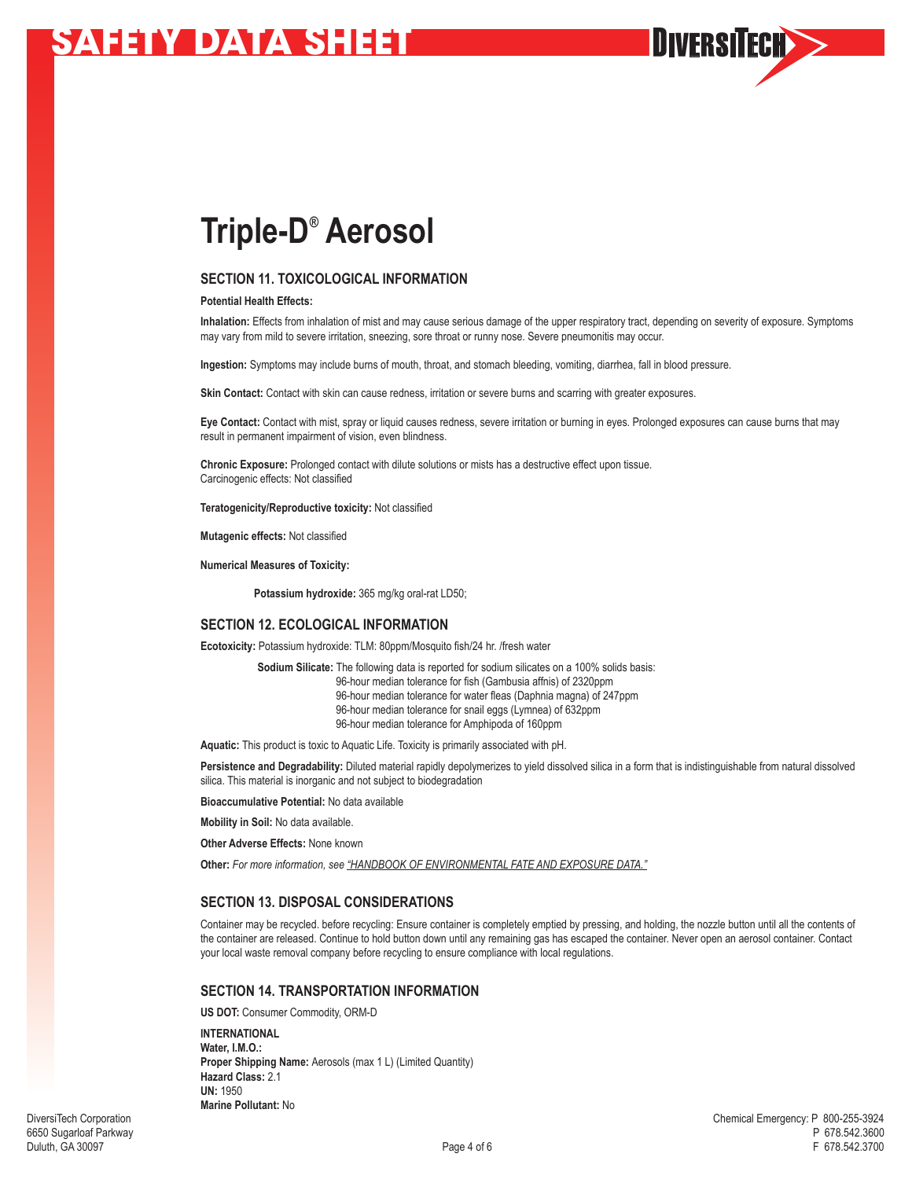# Triple-D® Aerosol

## SECTION 11. TOXICOLOGICAL INFORMATION

**Potential Health Effects:**

**Inhalation:** Effects from inhalation of mist and may cause serious damage of the upper respiratory tract, depending on severity of exposure. Symptoms may vary from mild to severe irritation, sneezing, sore throat or runny nose. Severe pneumonitis may occur.

**Ingestion:** Symptoms may include burns of mouth, throat, and stomach bleeding, vomiting, diarrhea, fall in blood pressure.

**Skin Contact:** Contact with skin can cause redness, irritation or severe burns and scarring with greater exposures.

**Eye Contact:** Contact with mist, spray or liquid causes redness, severe irritation or burning in eyes. Prolonged exposures can cause burns that may result in permanent impairment of vision, even blindness.

**Chronic Exposure:** Prolonged contact with dilute solutions or mists has a destructive effect upon tissue.
Carcinogenic effects: Not classified

**Teratogenicity/Reproductive toxicity:** Not classified

**Mutagenic effects:** Not classified

**Numerical Measures of Toxicity:**

**Potassium hydroxide:** 365 mg/kg oral-rat LD50;

## SECTION 12. ECOLOGICAL INFORMATION

**Ecotoxicity:** Potassium hydroxide: TLM: 80ppm/Mosquito fish/24 hr. /fresh water

**Sodium Silicate:** The following data is reported for sodium silicates on a 100% solids basis:
96-hour median tolerance for fish (Gambusia affnis) of 2320ppm
96-hour median tolerance for water fleas (Daphnia magna) of 247ppm
96-hour median tolerance for snail eggs (Lymnea) of 632ppm
96-hour median tolerance for Amphipoda of 160ppm

**Aquatic:** This product is toxic to Aquatic Life. Toxicity is primarily associated with pH.

**Persistence and Degradability:** Diluted material rapidly depolymerizes to yield dissolved silica in a form that is indistinguishable from natural dissolved silica. This material is inorganic and not subject to biodegradation

**Bioaccumulative Potential:** No data available

**Mobility in Soil:** No data available.

**Other Adverse Effects:** None known

**Other:** *For more information, see "HANDBOOK OF ENVIRONMENTAL FATE AND EXPOSURE DATA."*

## SECTION 13. DISPOSAL CONSIDERATIONS

Container may be recycled. before recycling: Ensure container is completely emptied by pressing, and holding, the nozzle button until all the contents of the container are released. Continue to hold button down until any remaining gas has escaped the container. Never open an aerosol container. Contact your local waste removal company before recycling to ensure compliance with local regulations.

## SECTION 14. TRANSPORTATION INFORMATION

**US DOT:** Consumer Commodity, ORM-D

**INTERNATIONAL**
**Water, I.M.O.:**
**Proper Shipping Name:** Aerosols (max 1 L) (Limited Quantity)
**Hazard Class:** 2.1
**UN:** 1950
**Marine Pollutant:** No

DiversiTech Corporation
6650 Sugarloaf Parkway
Duluth, GA 30097

Chemical Emergency: P 800-255-3924
P 678.542.3600
F 678.542.3700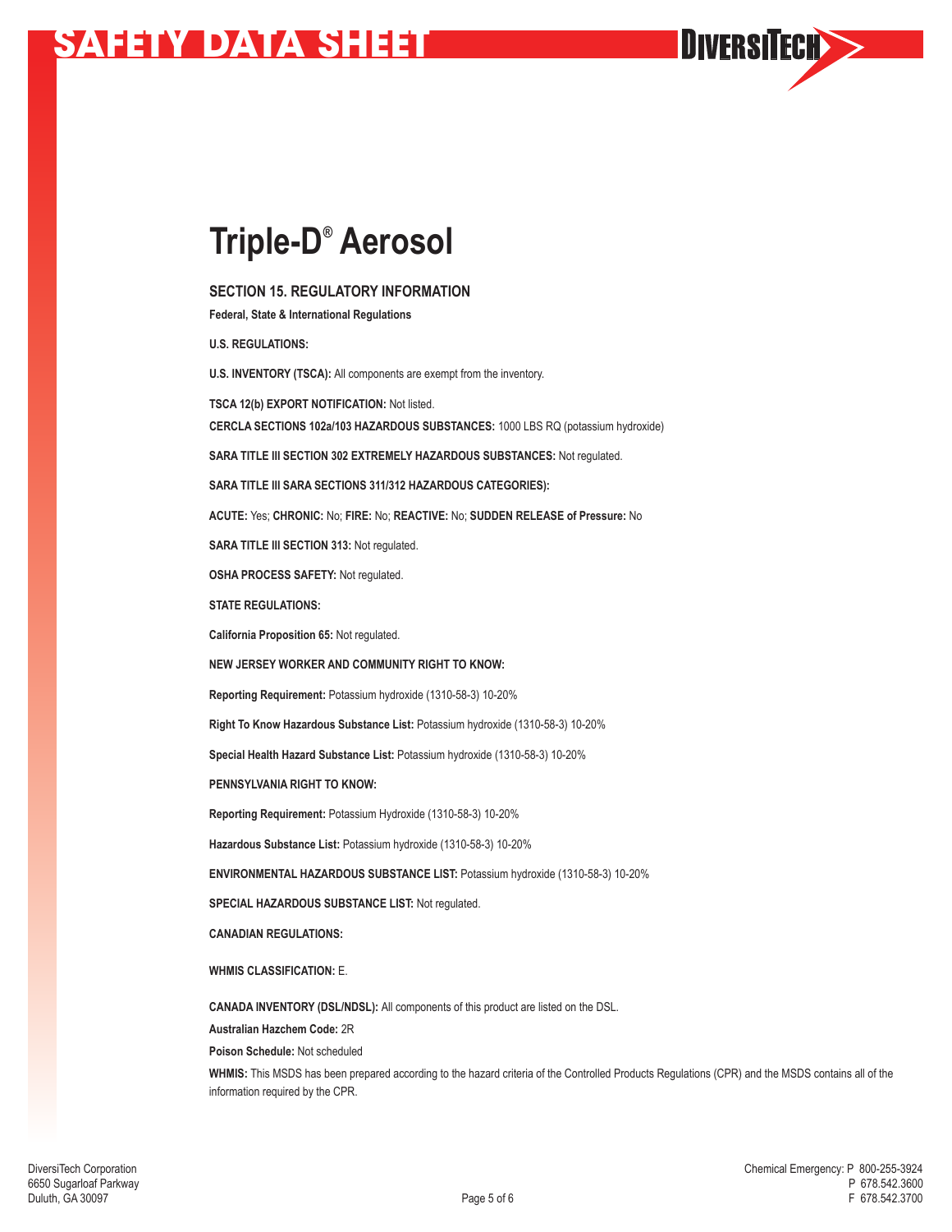# Triple-D® Aerosol

## SECTION 15. REGULATORY INFORMATION

**Federal, State & International Regulations**

**U.S. REGULATIONS:**

**U.S. INVENTORY (TSCA):** All components are exempt from the inventory.

**TSCA 12(b) EXPORT NOTIFICATION:** Not listed.

**CERCLA SECTIONS 102a/103 HAZARDOUS SUBSTANCES:** 1000 LBS RQ (potassium hydroxide)

**SARA TITLE III SECTION 302 EXTREMELY HAZARDOUS SUBSTANCES:** Not regulated.

**SARA TITLE III SARA SECTIONS 311/312 HAZARDOUS CATEGORIES):**

**ACUTE:** Yes; **CHRONIC:** No; **FIRE:** No; **REACTIVE:** No; **SUDDEN RELEASE of Pressure:** No

**SARA TITLE III SECTION 313:** Not regulated.

**OSHA PROCESS SAFETY:** Not regulated.

**STATE REGULATIONS:**

**California Proposition 65:** Not regulated.

**NEW JERSEY WORKER AND COMMUNITY RIGHT TO KNOW:**

**Reporting Requirement:** Potassium hydroxide (1310-58-3) 10-20%

**Right To Know Hazardous Substance List:** Potassium hydroxide (1310-58-3) 10-20%

**Special Health Hazard Substance List:** Potassium hydroxide (1310-58-3) 10-20%

**PENNSYLVANIA RIGHT TO KNOW:**

**Reporting Requirement:** Potassium Hydroxide (1310-58-3) 10-20%

**Hazardous Substance List:** Potassium hydroxide (1310-58-3) 10-20%

**ENVIRONMENTAL HAZARDOUS SUBSTANCE LIST:** Potassium hydroxide (1310-58-3) 10-20%

**SPECIAL HAZARDOUS SUBSTANCE LIST:** Not regulated.

**CANADIAN REGULATIONS:**

**WHMIS CLASSIFICATION:** E.

**CANADA INVENTORY (DSL/NDSL):** All components of this product are listed on the DSL.

**Australian Hazchem Code:** 2R

**Poison Schedule:** Not scheduled

**WHMIS:** This MSDS has been prepared according to the hazard criteria of the Controlled Products Regulations (CPR) and the MSDS contains all of the information required by the CPR.

DiversiTech Corporation
6650 Sugarloaf Parkway
Duluth, GA 30097

Chemical Emergency: P 800-255-3924
P 678.542.3600
F 678.542.3700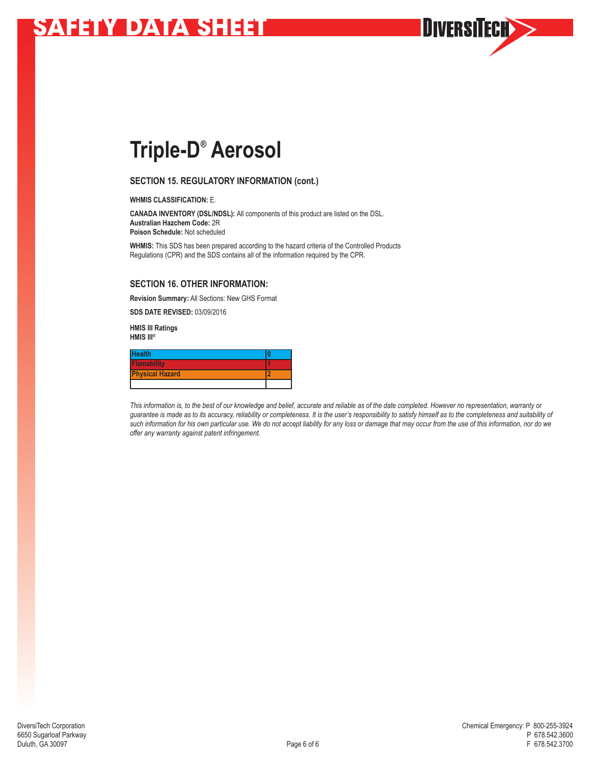# Triple-D® Aerosol

## SECTION 15. REGULATORY INFORMATION (cont.)

**WHMIS CLASSIFICATION:** E.

**CANADA INVENTORY (DSL/NDSL):** All components of this product are listed on the DSL.
**Australian Hazchem Code:** 2R
**Poison Schedule:** Not scheduled

**WHMIS:** This SDS has been prepared according to the hazard criteria of the Controlled Products Regulations (CPR) and the SDS contains all of the information required by the CPR.

## SECTION 16. OTHER INFORMATION:

**Revision Summary:** All Sections: New GHS Format

**SDS DATE REVISED:** 03/09/2016

**HMIS III Ratings**
**HMIS III®**

| | |
|---|---|
| Health | 0 |
| Flamability | 1 |
| Physical Hazard | 2 |
| | |

*This information is, to the best of our knowledge and belief, accurate and reliable as of the date completed. However no representation, warranty or guarantee is made as to its accuracy, reliability or completeness. It is the user's responsibility to satisfy himself as to the completeness and suitability of such information for his own particular use. We do not accept liability for any loss or damage that may occur from the use of this information, nor do we offer any warranty against patent infringement.*